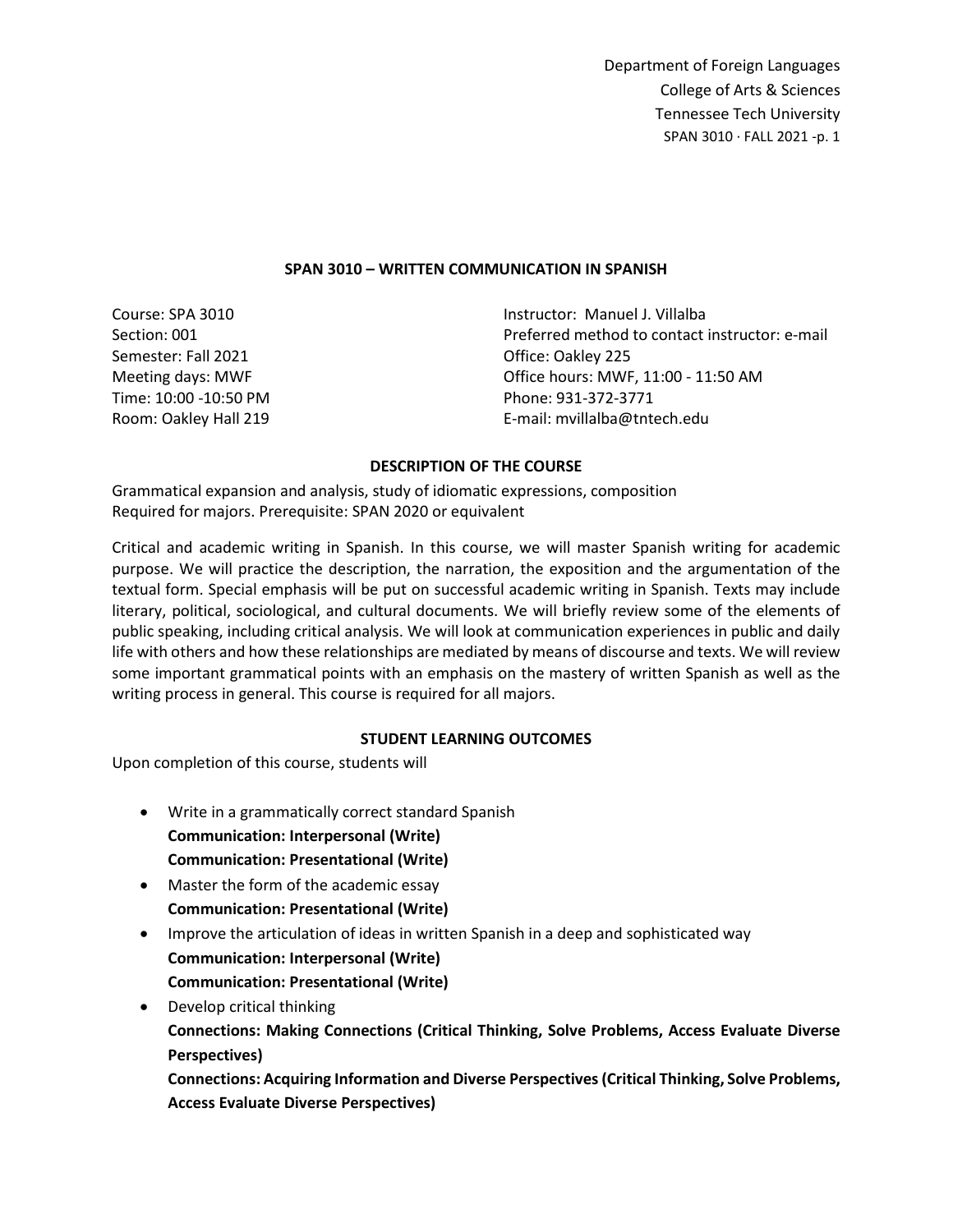Department of Foreign Languages
College of Arts & Sciences
Tennessee Tech University

## SPAN 3010 – WRITTEN COMMUNICATION IN SPANISH

Course: SPA 3010
Section: 001
Semester: Fall 2021
Meeting days: MWF
Time: 10:00 -10:50 PM
Room: Oakley Hall 219

Instructor: Manuel J. Villalba
Preferred method to contact instructor: e-mail
Office: Oakley 225
Office hours: MWF, 11:00 - 11:50 AM
Phone: 931-372-3771
E-mail: mvillalba@tntech.edu

### DESCRIPTION OF THE COURSE

Grammatical expansion and analysis, study of idiomatic expressions, composition
Required for majors. Prerequisite: SPAN 2020 or equivalent

Critical and academic writing in Spanish. In this course, we will master Spanish writing for academic purpose. We will practice the description, the narration, the exposition and the argumentation of the textual form. Special emphasis will be put on successful academic writing in Spanish. Texts may include literary, political, sociological, and cultural documents. We will briefly review some of the elements of public speaking, including critical analysis. We will look at communication experiences in public and daily life with others and how these relationships are mediated by means of discourse and texts. We will review some important grammatical points with an emphasis on the mastery of written Spanish as well as the writing process in general. This course is required for all majors.

### STUDENT LEARNING OUTCOMES

Upon completion of this course, students will

- Write in a grammatically correct standard Spanish
  **Communication: Interpersonal (Write)**
  **Communication: Presentational (Write)**
- Master the form of the academic essay
  **Communication: Presentational (Write)**
- Improve the articulation of ideas in written Spanish in a deep and sophisticated way
  **Communication: Interpersonal (Write)**
  **Communication: Presentational (Write)**
- Develop critical thinking
  **Connections: Making Connections (Critical Thinking, Solve Problems, Access Evaluate Diverse Perspectives)**
  **Connections: Acquiring Information and Diverse Perspectives (Critical Thinking, Solve Problems, Access Evaluate Diverse Perspectives)**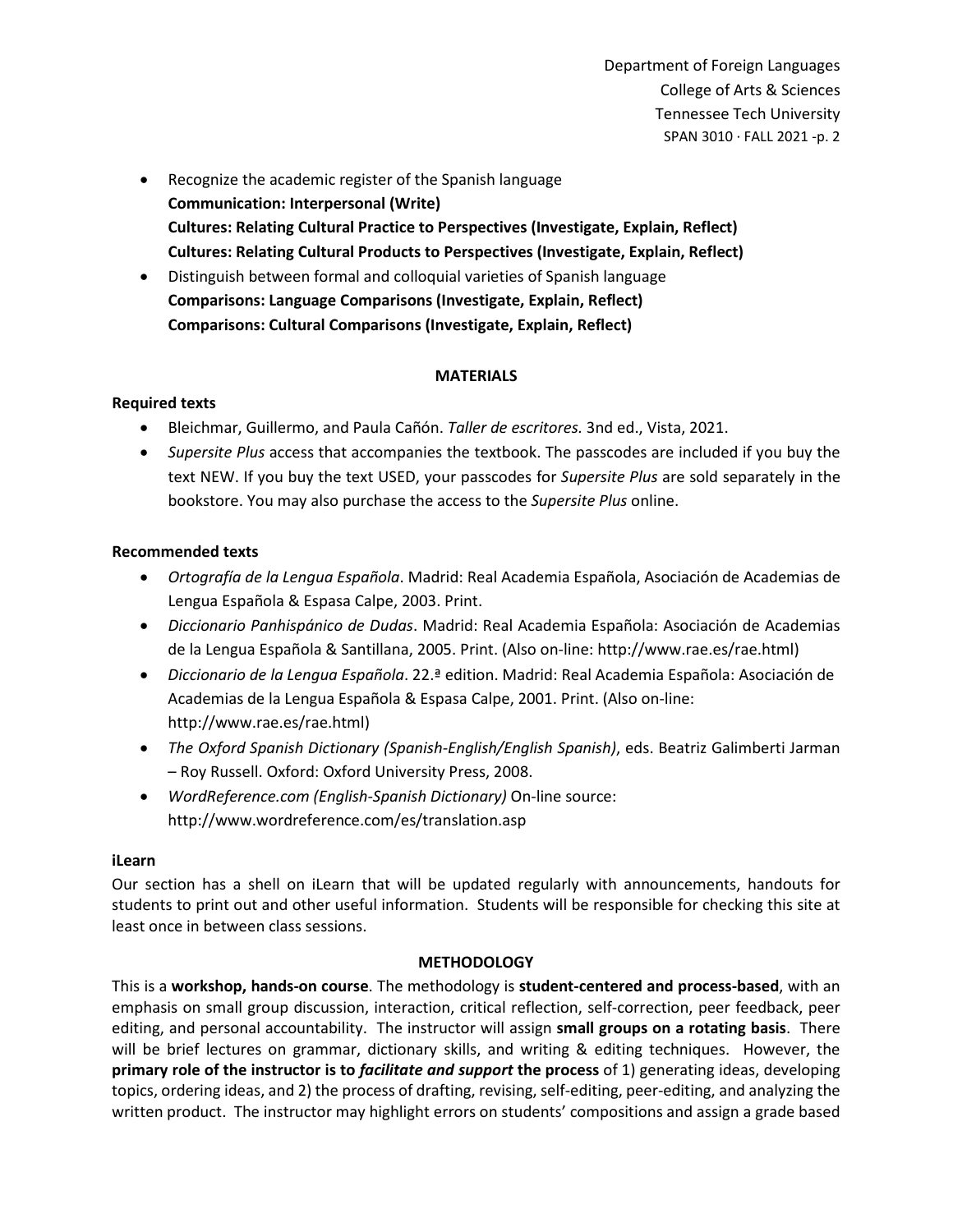- Recognize the academic register of the Spanish language
  **Communication: Interpersonal (Write)**
  **Cultures: Relating Cultural Practice to Perspectives (Investigate, Explain, Reflect)**
  **Cultures: Relating Cultural Products to Perspectives (Investigate, Explain, Reflect)**
- Distinguish between formal and colloquial varieties of Spanish language
  **Comparisons: Language Comparisons (Investigate, Explain, Reflect)**
  **Comparisons: Cultural Comparisons (Investigate, Explain, Reflect)**

## MATERIALS

### Required texts

- Bleichmar, Guillermo, and Paula Cañón. *Taller de escritores.* 3nd ed., Vista, 2021.
- *Supersite Plus* access that accompanies the textbook. The passcodes are included if you buy the text NEW. If you buy the text USED, your passcodes for *Supersite Plus* are sold separately in the bookstore. You may also purchase the access to the *Supersite Plus* online.

### Recommended texts

- *Ortografía de la Lengua Española*. Madrid: Real Academia Española, Asociación de Academias de Lengua Española & Espasa Calpe, 2003. Print.
- *Diccionario Panhispánico de Dudas*. Madrid: Real Academia Española: Asociación de Academias de la Lengua Española & Santillana, 2005. Print. (Also on-line: http://www.rae.es/rae.html)
- *Diccionario de la Lengua Española*. 22.ª edition. Madrid: Real Academia Española: Asociación de Academias de la Lengua Española & Espasa Calpe, 2001. Print. (Also on-line: http://www.rae.es/rae.html)
- *The Oxford Spanish Dictionary (Spanish-English/English Spanish)*, eds. Beatriz Galimberti Jarman – Roy Russell. Oxford: Oxford University Press, 2008.
- *WordReference.com (English-Spanish Dictionary)* On-line source: http://www.wordreference.com/es/translation.asp

### iLearn

Our section has a shell on iLearn that will be updated regularly with announcements, handouts for students to print out and other useful information. Students will be responsible for checking this site at least once in between class sessions.

## METHODOLOGY

This is a **workshop, hands-on course**. The methodology is **student-centered and process-based**, with an emphasis on small group discussion, interaction, critical reflection, self-correction, peer feedback, peer editing, and personal accountability. The instructor will assign **small groups on a rotating basis**. There will be brief lectures on grammar, dictionary skills, and writing & editing techniques. However, the **primary role of the instructor is to *facilitate and support* the process** of 1) generating ideas, developing topics, ordering ideas, and 2) the process of drafting, revising, self-editing, peer-editing, and analyzing the written product. The instructor may highlight errors on students' compositions and assign a grade based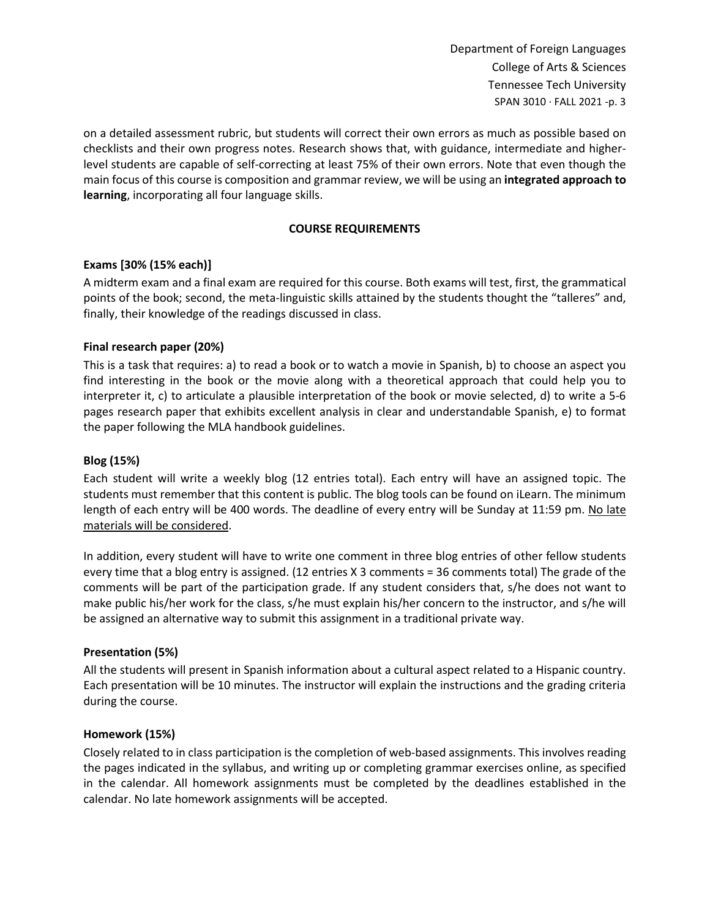on a detailed assessment rubric, but students will correct their own errors as much as possible based on checklists and their own progress notes. Research shows that, with guidance, intermediate and higher-level students are capable of self-correcting at least 75% of their own errors. Note that even though the main focus of this course is composition and grammar review, we will be using an **integrated approach to learning**, incorporating all four language skills.

## COURSE REQUIREMENTS

### Exams [30% (15% each)]

A midterm exam and a final exam are required for this course. Both exams will test, first, the grammatical points of the book; second, the meta-linguistic skills attained by the students thought the "talleres" and, finally, their knowledge of the readings discussed in class.

### Final research paper (20%)

This is a task that requires: a) to read a book or to watch a movie in Spanish, b) to choose an aspect you find interesting in the book or the movie along with a theoretical approach that could help you to interpreter it, c) to articulate a plausible interpretation of the book or movie selected, d) to write a 5-6 pages research paper that exhibits excellent analysis in clear and understandable Spanish, e) to format the paper following the MLA handbook guidelines.

### Blog (15%)

Each student will write a weekly blog (12 entries total). Each entry will have an assigned topic. The students must remember that this content is public. The blog tools can be found on iLearn. The minimum length of each entry will be 400 words. The deadline of every entry will be Sunday at 11:59 pm. No late materials will be considered.

In addition, every student will have to write one comment in three blog entries of other fellow students every time that a blog entry is assigned. (12 entries X 3 comments = 36 comments total) The grade of the comments will be part of the participation grade. If any student considers that, s/he does not want to make public his/her work for the class, s/he must explain his/her concern to the instructor, and s/he will be assigned an alternative way to submit this assignment in a traditional private way.

### Presentation (5%)

All the students will present in Spanish information about a cultural aspect related to a Hispanic country. Each presentation will be 10 minutes. The instructor will explain the instructions and the grading criteria during the course.

### Homework (15%)

Closely related to in class participation is the completion of web-based assignments. This involves reading the pages indicated in the syllabus, and writing up or completing grammar exercises online, as specified in the calendar. All homework assignments must be completed by the deadlines established in the calendar. No late homework assignments will be accepted.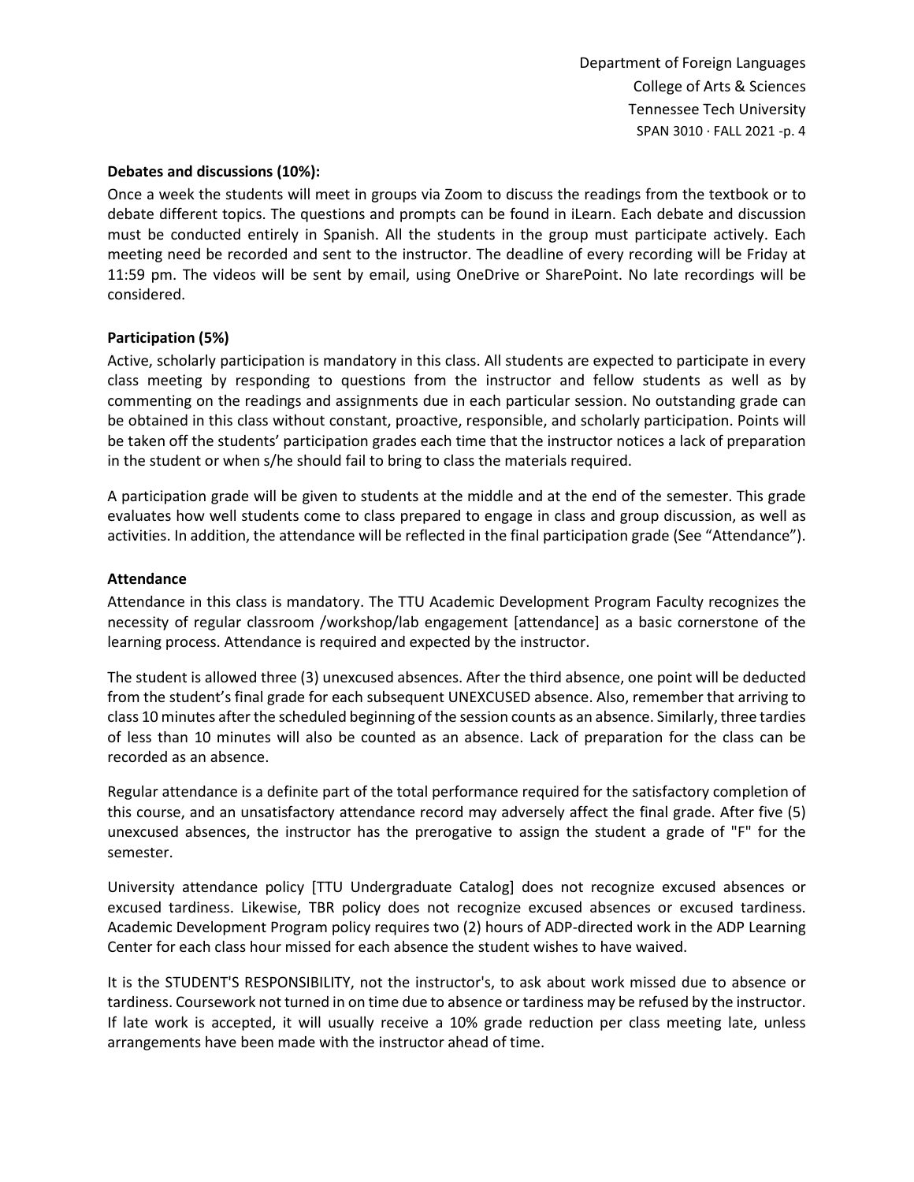**Debates and discussions (10%):**

Once a week the students will meet in groups via Zoom to discuss the readings from the textbook or to debate different topics. The questions and prompts can be found in iLearn. Each debate and discussion must be conducted entirely in Spanish. All the students in the group must participate actively. Each meeting need be recorded and sent to the instructor. The deadline of every recording will be Friday at 11:59 pm. The videos will be sent by email, using OneDrive or SharePoint. No late recordings will be considered.

**Participation (5%)**

Active, scholarly participation is mandatory in this class. All students are expected to participate in every class meeting by responding to questions from the instructor and fellow students as well as by commenting on the readings and assignments due in each particular session. No outstanding grade can be obtained in this class without constant, proactive, responsible, and scholarly participation. Points will be taken off the students' participation grades each time that the instructor notices a lack of preparation in the student or when s/he should fail to bring to class the materials required.

A participation grade will be given to students at the middle and at the end of the semester. This grade evaluates how well students come to class prepared to engage in class and group discussion, as well as activities. In addition, the attendance will be reflected in the final participation grade (See "Attendance").

**Attendance**

Attendance in this class is mandatory. The TTU Academic Development Program Faculty recognizes the necessity of regular classroom /workshop/lab engagement [attendance] as a basic cornerstone of the learning process. Attendance is required and expected by the instructor.

The student is allowed three (3) unexcused absences. After the third absence, one point will be deducted from the student's final grade for each subsequent UNEXCUSED absence. Also, remember that arriving to class 10 minutes after the scheduled beginning of the session counts as an absence. Similarly, three tardies of less than 10 minutes will also be counted as an absence. Lack of preparation for the class can be recorded as an absence.

Regular attendance is a definite part of the total performance required for the satisfactory completion of this course, and an unsatisfactory attendance record may adversely affect the final grade. After five (5) unexcused absences, the instructor has the prerogative to assign the student a grade of "F" for the semester.

University attendance policy [TTU Undergraduate Catalog] does not recognize excused absences or excused tardiness. Likewise, TBR policy does not recognize excused absences or excused tardiness. Academic Development Program policy requires two (2) hours of ADP-directed work in the ADP Learning Center for each class hour missed for each absence the student wishes to have waived.

It is the STUDENT'S RESPONSIBILITY, not the instructor's, to ask about work missed due to absence or tardiness. Coursework not turned in on time due to absence or tardiness may be refused by the instructor. If late work is accepted, it will usually receive a 10% grade reduction per class meeting late, unless arrangements have been made with the instructor ahead of time.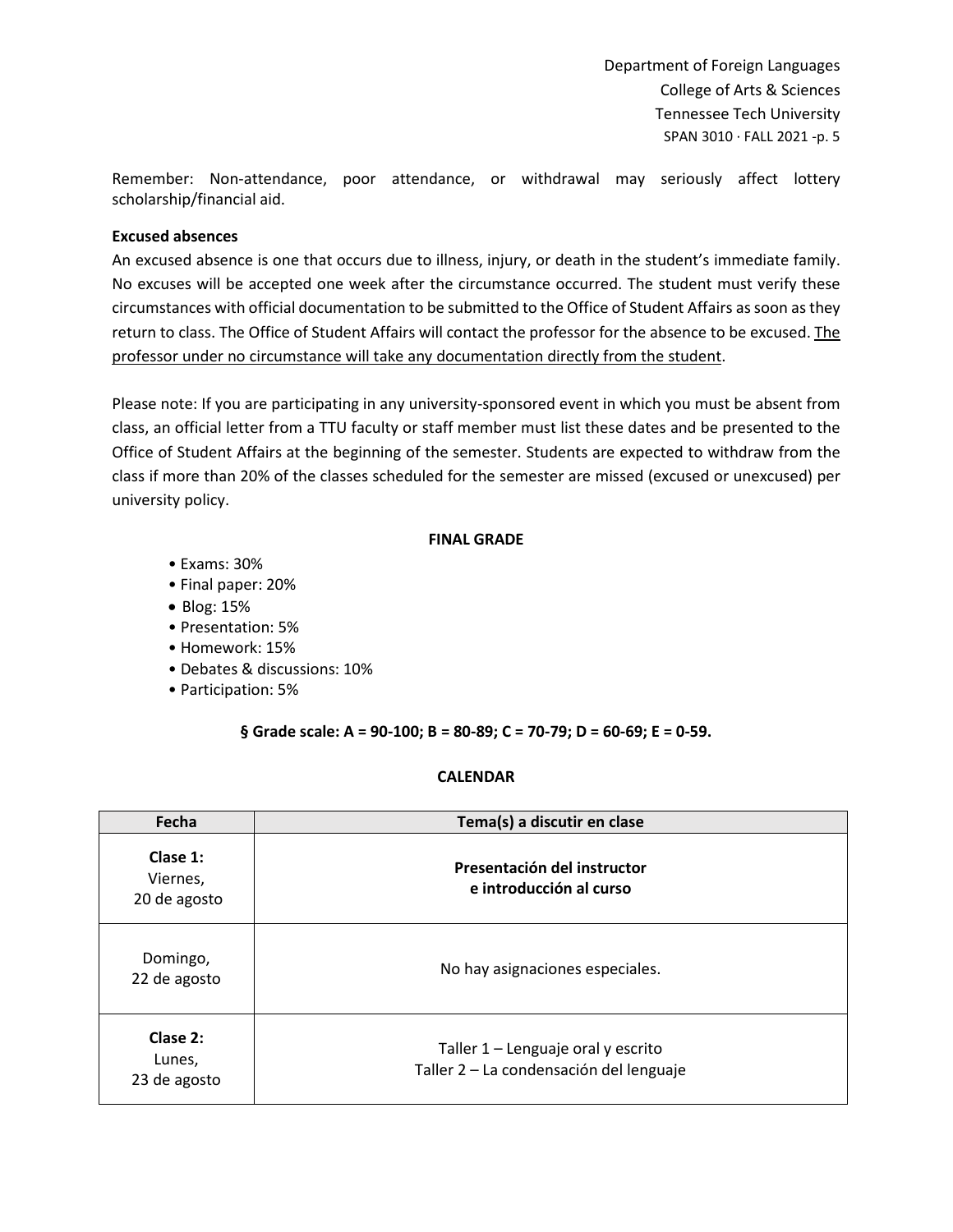Remember: Non-attendance, poor attendance, or withdrawal may seriously affect lottery scholarship/financial aid.

**Excused absences**

An excused absence is one that occurs due to illness, injury, or death in the student's immediate family. No excuses will be accepted one week after the circumstance occurred. The student must verify these circumstances with official documentation to be submitted to the Office of Student Affairs as soon as they return to class. The Office of Student Affairs will contact the professor for the absence to be excused. The professor under no circumstance will take any documentation directly from the student.

Please note: If you are participating in any university-sponsored event in which you must be absent from class, an official letter from a TTU faculty or staff member must list these dates and be presented to the Office of Student Affairs at the beginning of the semester. Students are expected to withdraw from the class if more than 20% of the classes scheduled for the semester are missed (excused or unexcused) per university policy.

## FINAL GRADE

- Exams: 30%
- Final paper: 20%
- Blog: 15%
- Presentation: 5%
- Homework: 15%
- Debates & discussions: 10%
- Participation: 5%

**§ Grade scale: A = 90-100; B = 80-89; C = 70-79; D = 60-69; E = 0-59.**

## CALENDAR

| Fecha | Tema(s) a discutir en clase |
|---|---|
| **Clase 1:** Viernes, 20 de agosto | **Presentación del instructor e introducción al curso** |
| Domingo, 22 de agosto | No hay asignaciones especiales. |
| **Clase 2:** Lunes, 23 de agosto | Taller 1 – Lenguaje oral y escrito<br>Taller 2 – La condensación del lenguaje |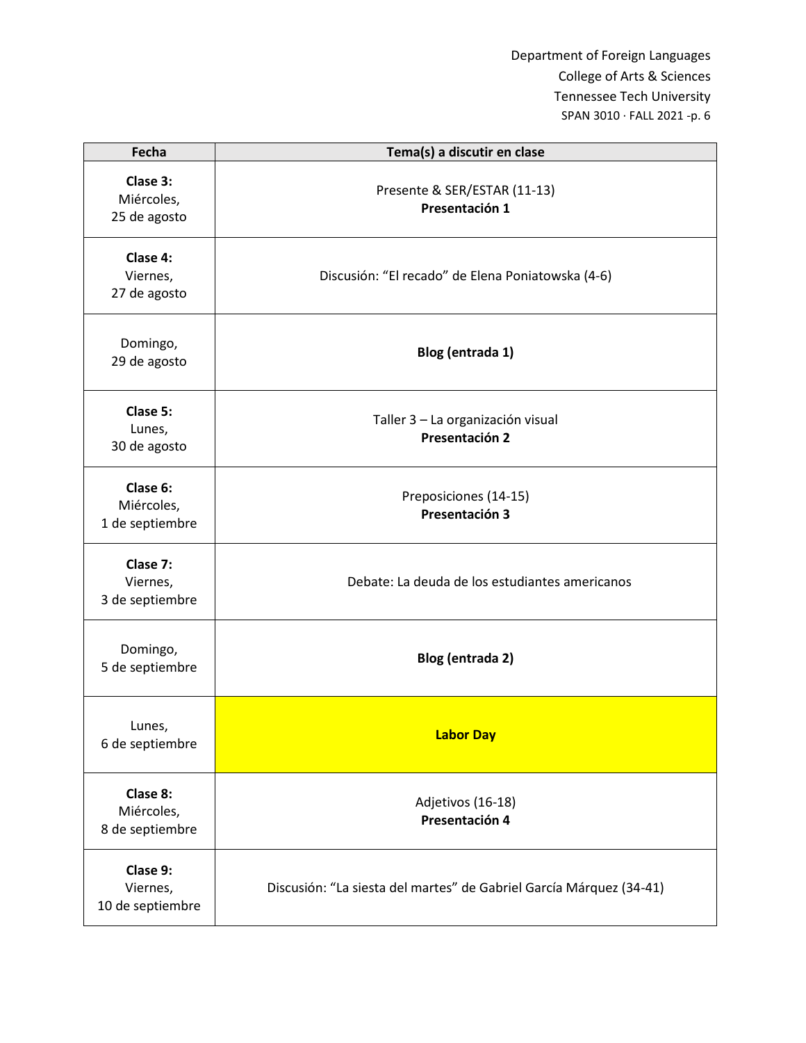| Fecha | Tema(s) a discutir en clase |
|---|---|
| **Clase 3:** Miércoles, 25 de agosto | Presente & SER/ESTAR (11-13) **Presentación 1** |
| **Clase 4:** Viernes, 27 de agosto | Discusión: "El recado" de Elena Poniatowska (4-6) |
| Domingo, 29 de agosto | **Blog (entrada 1)** |
| **Clase 5:** Lunes, 30 de agosto | Taller 3 – La organización visual **Presentación 2** |
| **Clase 6:** Miércoles, 1 de septiembre | Preposiciones (14-15) **Presentación 3** |
| **Clase 7:** Viernes, 3 de septiembre | Debate: La deuda de los estudiantes americanos |
| Domingo, 5 de septiembre | **Blog (entrada 2)** |
| Lunes, 6 de septiembre | **Labor Day** |
| **Clase 8:** Miércoles, 8 de septiembre | Adjetivos (16-18) **Presentación 4** |
| **Clase 9:** Viernes, 10 de septiembre | Discusión: "La siesta del martes" de Gabriel García Márquez (34-41) |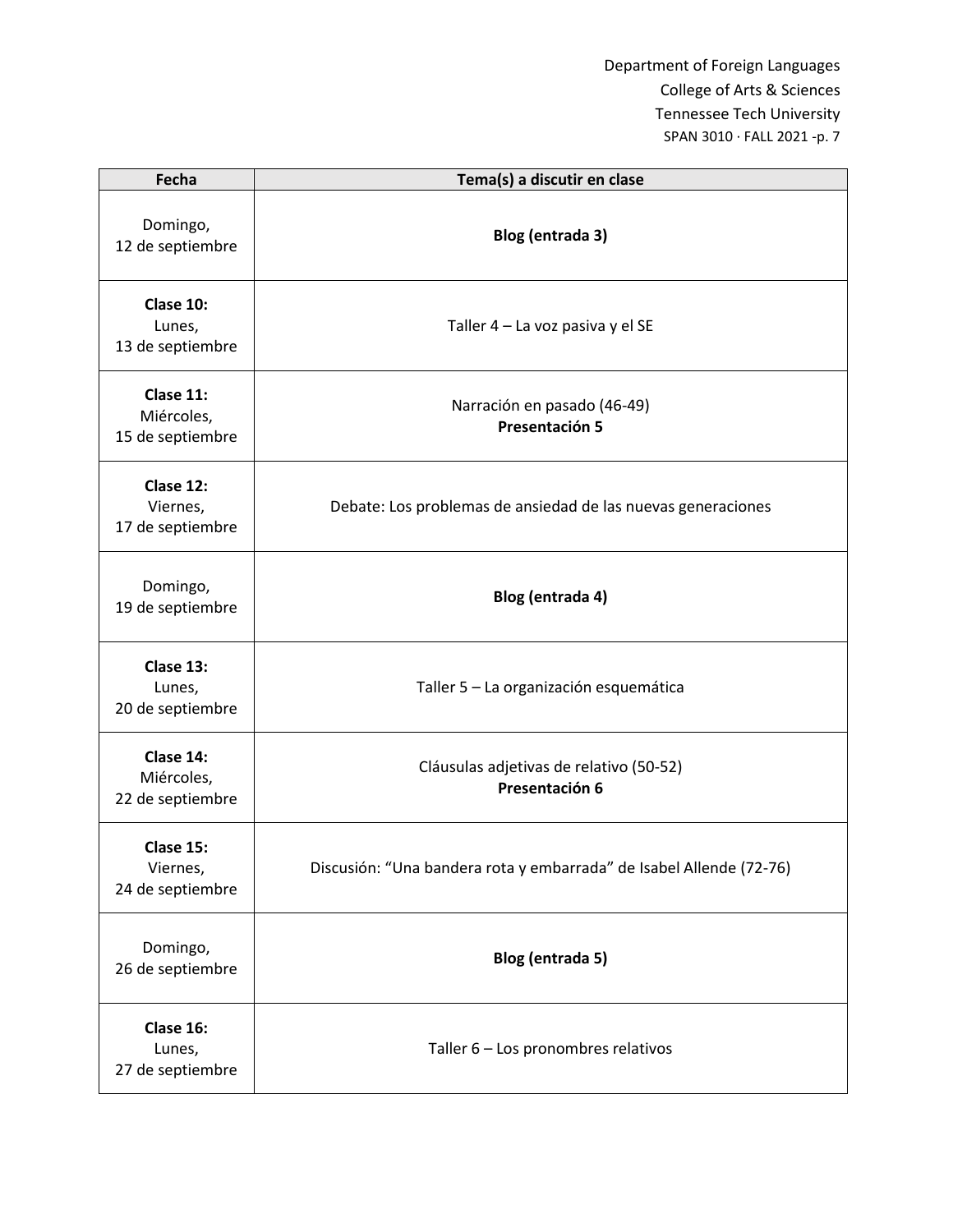| Fecha | Tema(s) a discutir en clase |
|---|---|
| Domingo, 12 de septiembre | **Blog (entrada 3)** |
| **Clase 10:** Lunes, 13 de septiembre | Taller 4 – La voz pasiva y el SE |
| **Clase 11:** Miércoles, 15 de septiembre | Narración en pasado (46-49) **Presentación 5** |
| **Clase 12:** Viernes, 17 de septiembre | Debate: Los problemas de ansiedad de las nuevas generaciones |
| Domingo, 19 de septiembre | **Blog (entrada 4)** |
| **Clase 13:** Lunes, 20 de septiembre | Taller 5 – La organización esquemática |
| **Clase 14:** Miércoles, 22 de septiembre | Cláusulas adjetivas de relativo (50-52) **Presentación 6** |
| **Clase 15:** Viernes, 24 de septiembre | Discusión: "Una bandera rota y embarrada" de Isabel Allende (72-76) |
| Domingo, 26 de septiembre | **Blog (entrada 5)** |
| **Clase 16:** Lunes, 27 de septiembre | Taller 6 – Los pronombres relativos |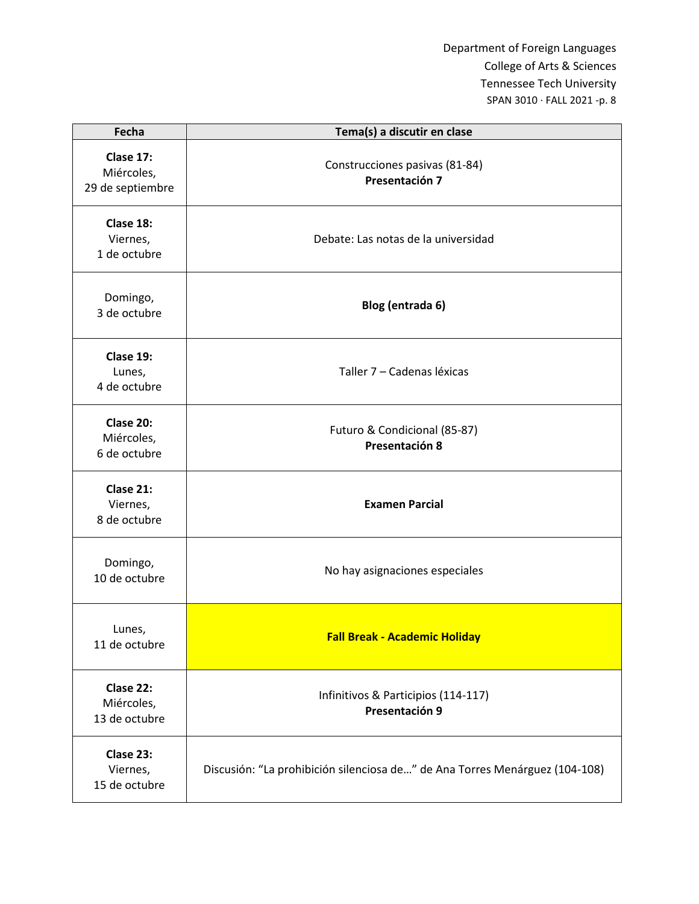| Fecha | Tema(s) a discutir en clase |
|---|---|
| **Clase 17:** Miércoles, 29 de septiembre | Construcciones pasivas (81-84) **Presentación 7** |
| **Clase 18:** Viernes, 1 de octubre | Debate: Las notas de la universidad |
| Domingo, 3 de octubre | **Blog (entrada 6)** |
| **Clase 19:** Lunes, 4 de octubre | Taller 7 – Cadenas léxicas |
| **Clase 20:** Miércoles, 6 de octubre | Futuro & Condicional (85-87) **Presentación 8** |
| **Clase 21:** Viernes, 8 de octubre | **Examen Parcial** |
| Domingo, 10 de octubre | No hay asignaciones especiales |
| Lunes, 11 de octubre | **Fall Break - Academic Holiday** |
| **Clase 22:** Miércoles, 13 de octubre | Infinitivos & Participios (114-117) **Presentación 9** |
| **Clase 23:** Viernes, 15 de octubre | Discusión: "La prohibición silenciosa de…" de Ana Torres Menárguez (104-108) |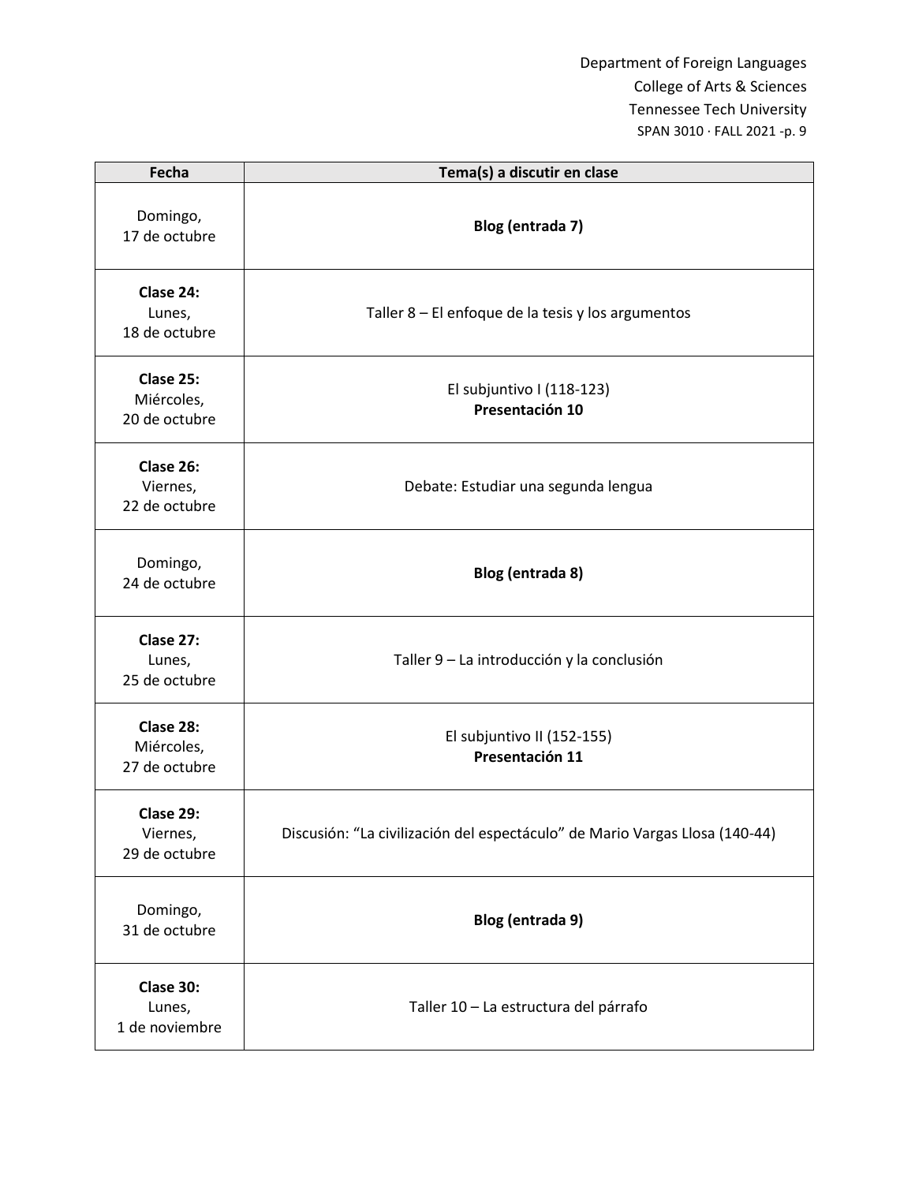| Fecha | Tema(s) a discutir en clase |
|---|---|
| Domingo, 17 de octubre | **Blog (entrada 7)** |
| **Clase 24:** Lunes, 18 de octubre | Taller 8 – El enfoque de la tesis y los argumentos |
| **Clase 25:** Miércoles, 20 de octubre | El subjuntivo I (118-123) **Presentación 10** |
| **Clase 26:** Viernes, 22 de octubre | Debate: Estudiar una segunda lengua |
| Domingo, 24 de octubre | **Blog (entrada 8)** |
| **Clase 27:** Lunes, 25 de octubre | Taller 9 – La introducción y la conclusión |
| **Clase 28:** Miércoles, 27 de octubre | El subjuntivo II (152-155) **Presentación 11** |
| **Clase 29:** Viernes, 29 de octubre | Discusión: "La civilización del espectáculo" de Mario Vargas Llosa (140-44) |
| Domingo, 31 de octubre | **Blog (entrada 9)** |
| **Clase 30:** Lunes, 1 de noviembre | Taller 10 – La estructura del párrafo |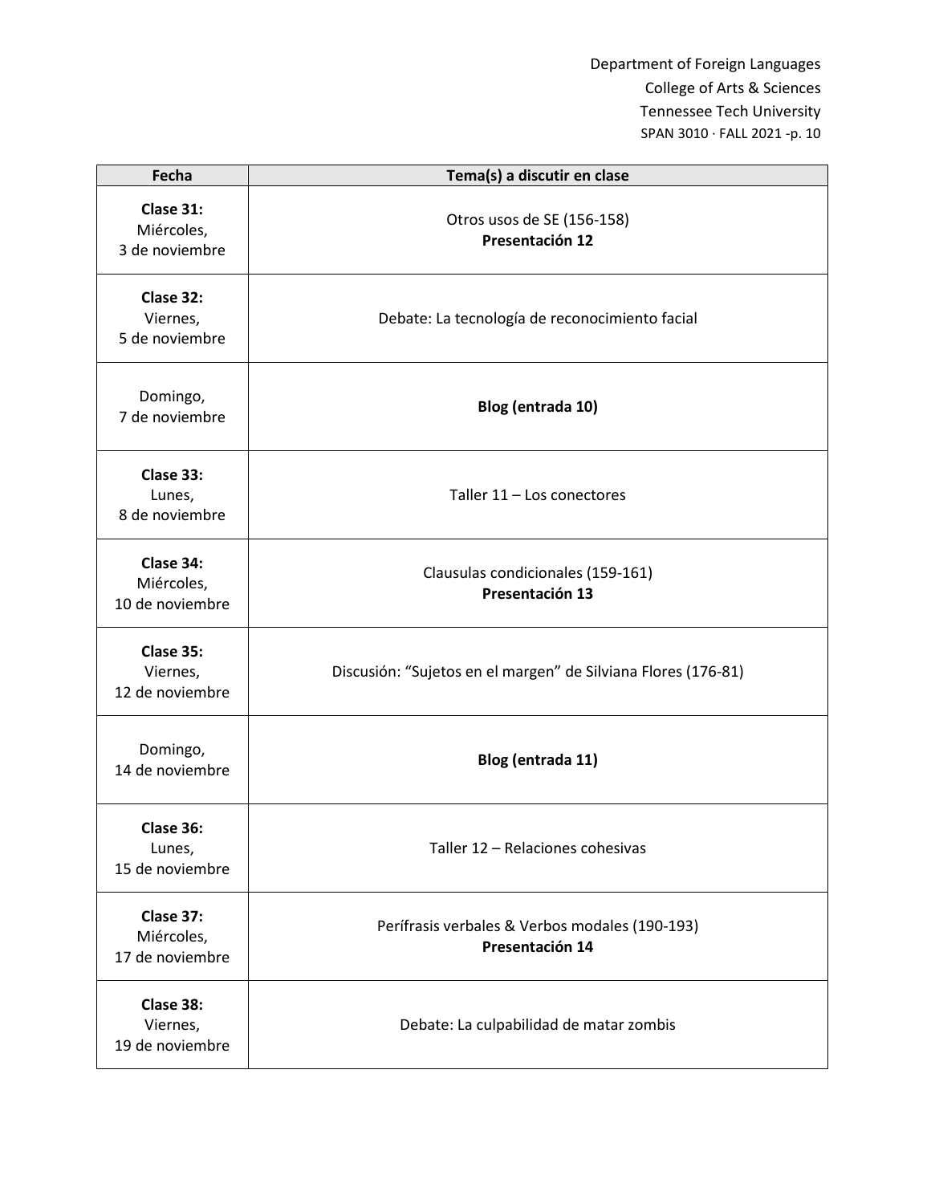| Fecha | Tema(s) a discutir en clase |
|---|---|
| **Clase 31:** Miércoles, 3 de noviembre | Otros usos de SE (156-158) **Presentación 12** |
| **Clase 32:** Viernes, 5 de noviembre | Debate: La tecnología de reconocimiento facial |
| Domingo, 7 de noviembre | **Blog (entrada 10)** |
| **Clase 33:** Lunes, 8 de noviembre | Taller 11 – Los conectores |
| **Clase 34:** Miércoles, 10 de noviembre | Clausulas condicionales (159-161) **Presentación 13** |
| **Clase 35:** Viernes, 12 de noviembre | Discusión: "Sujetos en el margen" de Silviana Flores (176-81) |
| Domingo, 14 de noviembre | **Blog (entrada 11)** |
| **Clase 36:** Lunes, 15 de noviembre | Taller 12 – Relaciones cohesivas |
| **Clase 37:** Miércoles, 17 de noviembre | Perífrasis verbales & Verbos modales (190-193) **Presentación 14** |
| **Clase 38:** Viernes, 19 de noviembre | Debate: La culpabilidad de matar zombis |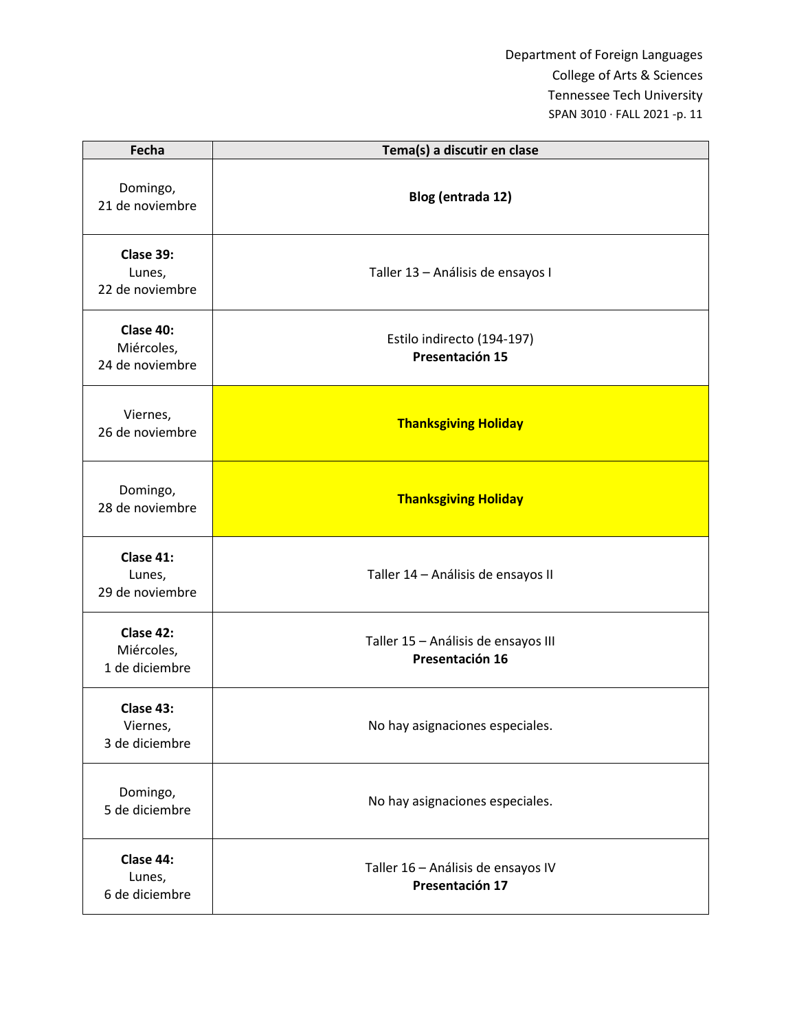| Fecha | Tema(s) a discutir en clase |
|---|---|
| Domingo, 21 de noviembre | **Blog (entrada 12)** |
| **Clase 39:** Lunes, 22 de noviembre | Taller 13 – Análisis de ensayos I |
| **Clase 40:** Miércoles, 24 de noviembre | Estilo indirecto (194-197) **Presentación 15** |
| Viernes, 26 de noviembre | **Thanksgiving Holiday** |
| Domingo, 28 de noviembre | **Thanksgiving Holiday** |
| **Clase 41:** Lunes, 29 de noviembre | Taller 14 – Análisis de ensayos II |
| **Clase 42:** Miércoles, 1 de diciembre | Taller 15 – Análisis de ensayos III **Presentación 16** |
| **Clase 43:** Viernes, 3 de diciembre | No hay asignaciones especiales. |
| Domingo, 5 de diciembre | No hay asignaciones especiales. |
| **Clase 44:** Lunes, 6 de diciembre | Taller 16 – Análisis de ensayos IV **Presentación 17** |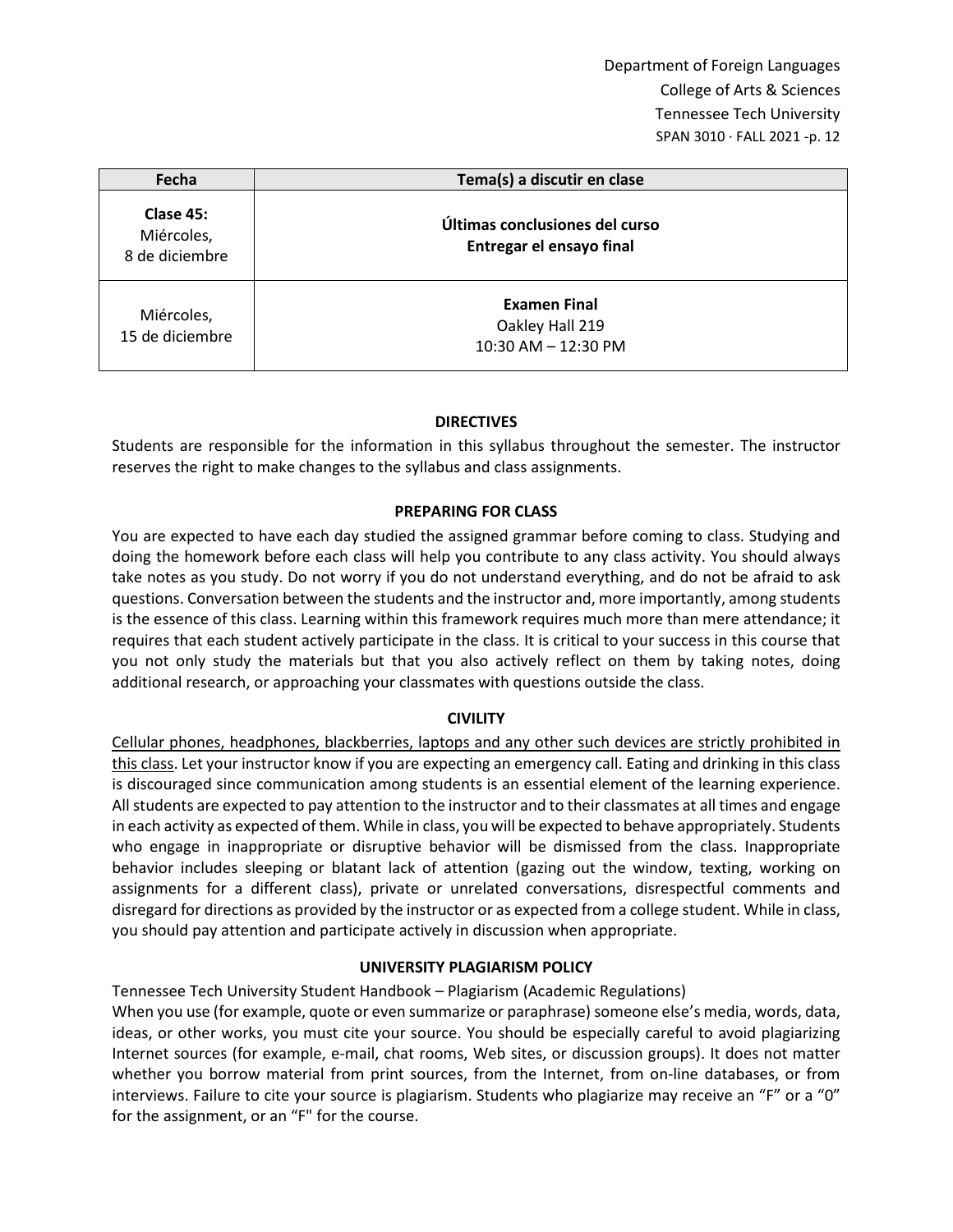| Fecha | Tema(s) a discutir en clase |
| --- | --- |
| **Clase 45:** Miércoles, 8 de diciembre | **Últimas conclusiones del curso** **Entregar el ensayo final** |
| Miércoles, 15 de diciembre | **Examen Final** Oakley Hall 219 10:30 AM – 12:30 PM |

## DIRECTIVES

Students are responsible for the information in this syllabus throughout the semester. The instructor reserves the right to make changes to the syllabus and class assignments.

## PREPARING FOR CLASS

You are expected to have each day studied the assigned grammar before coming to class. Studying and doing the homework before each class will help you contribute to any class activity. You should always take notes as you study. Do not worry if you do not understand everything, and do not be afraid to ask questions. Conversation between the students and the instructor and, more importantly, among students is the essence of this class. Learning within this framework requires much more than mere attendance; it requires that each student actively participate in the class. It is critical to your success in this course that you not only study the materials but that you also actively reflect on them by taking notes, doing additional research, or approaching your classmates with questions outside the class.

## CIVILITY

Cellular phones, headphones, blackberries, laptops and any other such devices are strictly prohibited in this class. Let your instructor know if you are expecting an emergency call. Eating and drinking in this class is discouraged since communication among students is an essential element of the learning experience. All students are expected to pay attention to the instructor and to their classmates at all times and engage in each activity as expected of them. While in class, you will be expected to behave appropriately. Students who engage in inappropriate or disruptive behavior will be dismissed from the class. Inappropriate behavior includes sleeping or blatant lack of attention (gazing out the window, texting, working on assignments for a different class), private or unrelated conversations, disrespectful comments and disregard for directions as provided by the instructor or as expected from a college student. While in class, you should pay attention and participate actively in discussion when appropriate.

## UNIVERSITY PLAGIARISM POLICY

Tennessee Tech University Student Handbook – Plagiarism (Academic Regulations)

When you use (for example, quote or even summarize or paraphrase) someone else's media, words, data, ideas, or other works, you must cite your source. You should be especially careful to avoid plagiarizing Internet sources (for example, e-mail, chat rooms, Web sites, or discussion groups). It does not matter whether you borrow material from print sources, from the Internet, from on-line databases, or from interviews. Failure to cite your source is plagiarism. Students who plagiarize may receive an "F" or a "0" for the assignment, or an "F" for the course.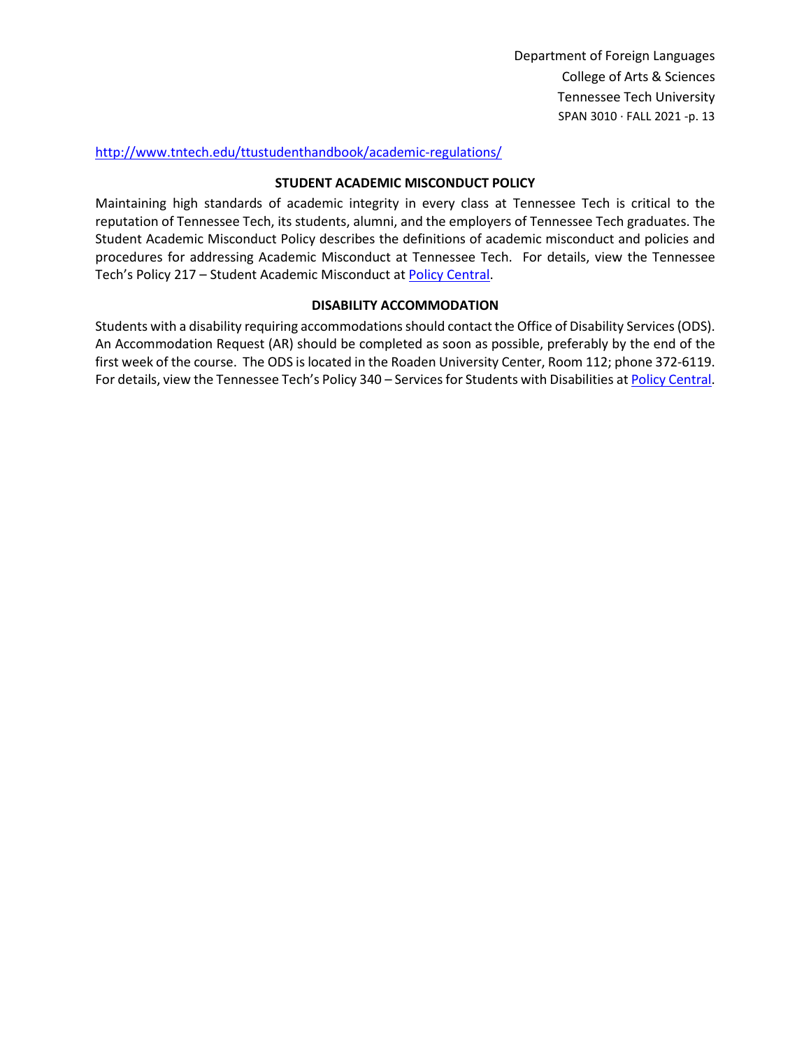http://www.tntech.edu/ttustudenthandbook/academic-regulations/

## STUDENT ACADEMIC MISCONDUCT POLICY

Maintaining high standards of academic integrity in every class at Tennessee Tech is critical to the reputation of Tennessee Tech, its students, alumni, and the employers of Tennessee Tech graduates. The Student Academic Misconduct Policy describes the definitions of academic misconduct and policies and procedures for addressing Academic Misconduct at Tennessee Tech. For details, view the Tennessee Tech's Policy 217 – Student Academic Misconduct at Policy Central.

## DISABILITY ACCOMMODATION

Students with a disability requiring accommodations should contact the Office of Disability Services (ODS). An Accommodation Request (AR) should be completed as soon as possible, preferably by the end of the first week of the course. The ODS is located in the Roaden University Center, Room 112; phone 372-6119. For details, view the Tennessee Tech's Policy 340 – Services for Students with Disabilities at Policy Central.